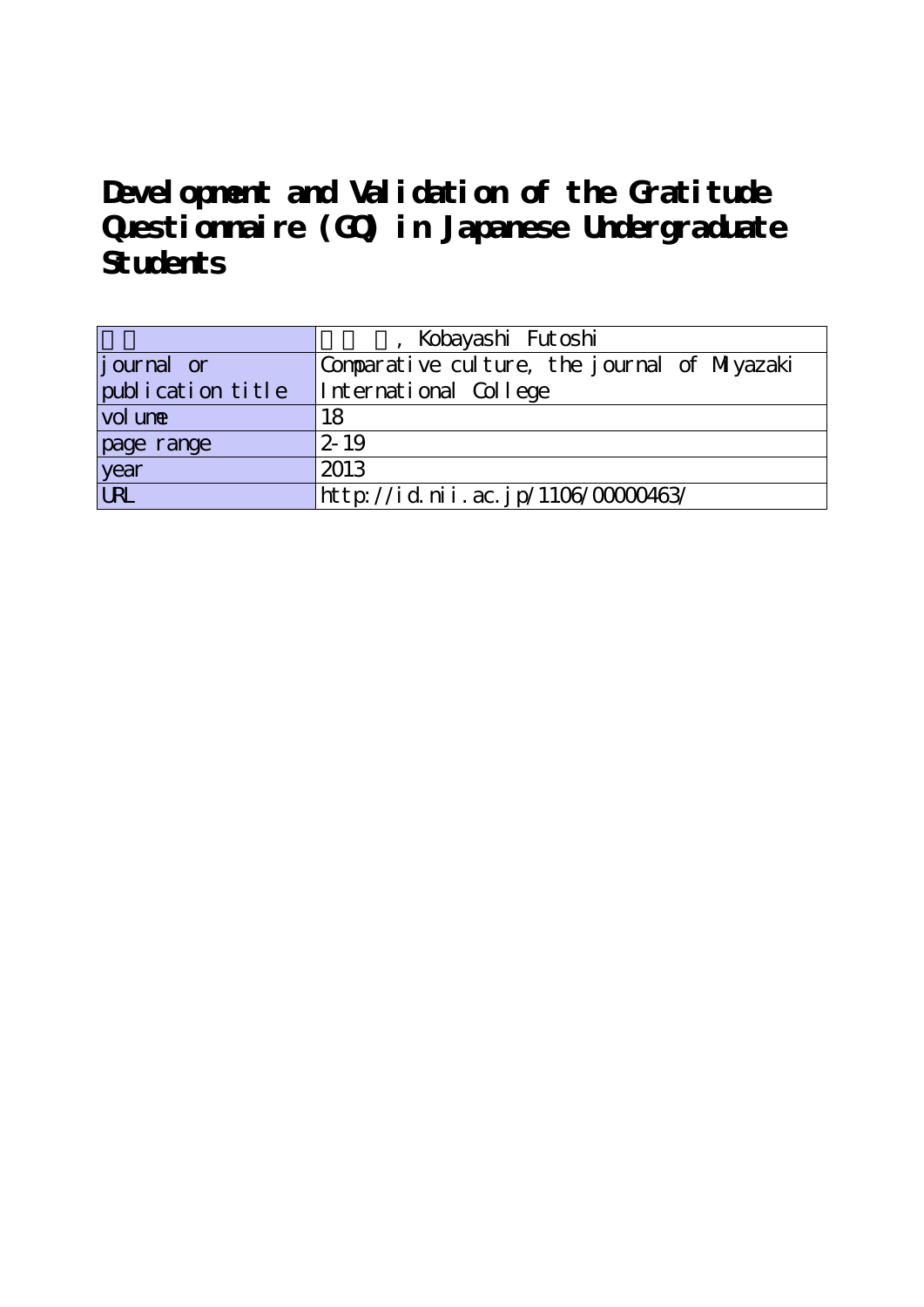# Development and Validation of the Gratitude Questionnaire (GQ) in Japanese Undergraduate Students

| | |
|---|---|
| | , Kobayashi Futoshi |
| journal or publication title | Comparative culture, the journal of Miyazaki International College |
| volume | 18 |
| page range | 2-19 |
| year | 2013 |
| URL | http://id.nii.ac.jp/1106/00000463/ |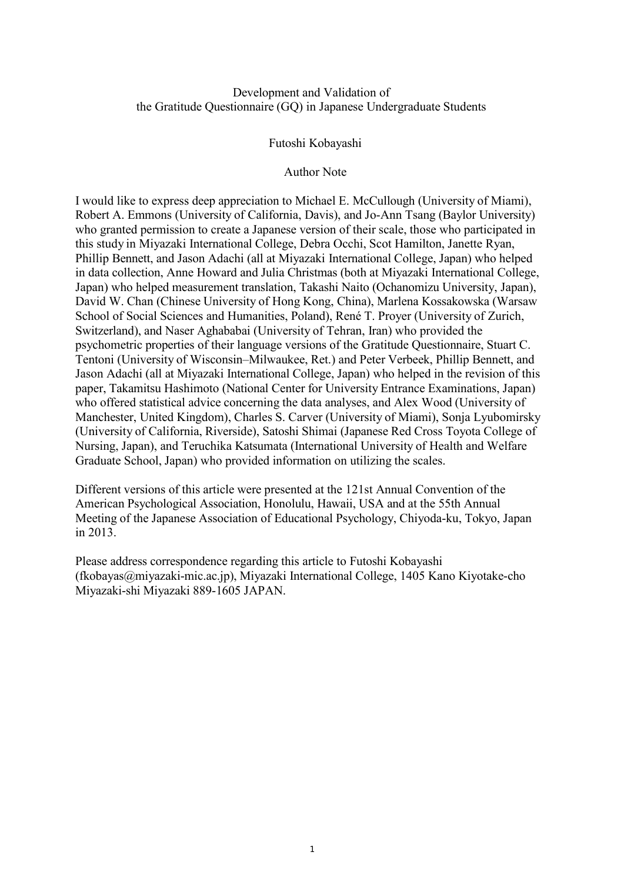Development and Validation of
the Gratitude Questionnaire (GQ) in Japanese Undergraduate Students

Futoshi Kobayashi

Author Note

I would like to express deep appreciation to Michael E. McCullough (University of Miami), Robert A. Emmons (University of California, Davis), and Jo-Ann Tsang (Baylor University) who granted permission to create a Japanese version of their scale, those who participated in this study in Miyazaki International College, Debra Occhi, Scot Hamilton, Janette Ryan, Phillip Bennett, and Jason Adachi (all at Miyazaki International College, Japan) who helped in data collection, Anne Howard and Julia Christmas (both at Miyazaki International College, Japan) who helped measurement translation, Takashi Naito (Ochanomizu University, Japan), David W. Chan (Chinese University of Hong Kong, China), Marlena Kossakowska (Warsaw School of Social Sciences and Humanities, Poland), René T. Proyer (University of Zurich, Switzerland), and Naser Aghababai (University of Tehran, Iran) who provided the psychometric properties of their language versions of the Gratitude Questionnaire, Stuart C. Tentoni (University of Wisconsin–Milwaukee, Ret.) and Peter Verbeek, Phillip Bennett, and Jason Adachi (all at Miyazaki International College, Japan) who helped in the revision of this paper, Takamitsu Hashimoto (National Center for University Entrance Examinations, Japan) who offered statistical advice concerning the data analyses, and Alex Wood (University of Manchester, United Kingdom), Charles S. Carver (University of Miami), Sonja Lyubomirsky (University of California, Riverside), Satoshi Shimai (Japanese Red Cross Toyota College of Nursing, Japan), and Teruchika Katsumata (International University of Health and Welfare Graduate School, Japan) who provided information on utilizing the scales.

Different versions of this article were presented at the 121st Annual Convention of the American Psychological Association, Honolulu, Hawaii, USA and at the 55th Annual Meeting of the Japanese Association of Educational Psychology, Chiyoda-ku, Tokyo, Japan in 2013.

Please address correspondence regarding this article to Futoshi Kobayashi (fkobayas@miyazaki-mic.ac.jp), Miyazaki International College, 1405 Kano Kiyotake-cho Miyazaki-shi Miyazaki 889-1605 JAPAN.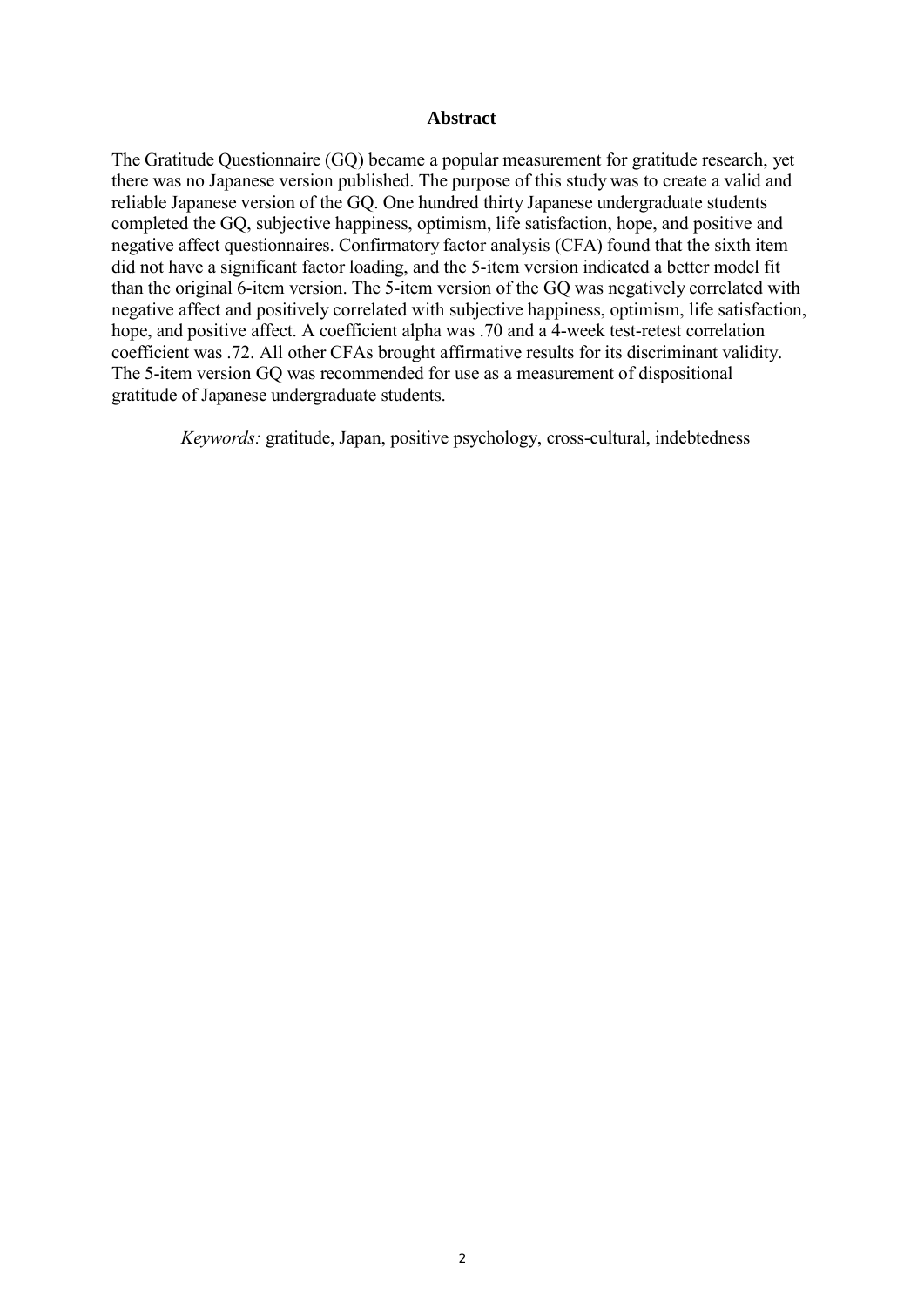## Abstract

The Gratitude Questionnaire (GQ) became a popular measurement for gratitude research, yet there was no Japanese version published. The purpose of this study was to create a valid and reliable Japanese version of the GQ. One hundred thirty Japanese undergraduate students completed the GQ, subjective happiness, optimism, life satisfaction, hope, and positive and negative affect questionnaires. Confirmatory factor analysis (CFA) found that the sixth item did not have a significant factor loading, and the 5-item version indicated a better model fit than the original 6-item version. The 5-item version of the GQ was negatively correlated with negative affect and positively correlated with subjective happiness, optimism, life satisfaction, hope, and positive affect. A coefficient alpha was .70 and a 4-week test-retest correlation coefficient was .72. All other CFAs brought affirmative results for its discriminant validity. The 5-item version GQ was recommended for use as a measurement of dispositional gratitude of Japanese undergraduate students.

*Keywords:* gratitude, Japan, positive psychology, cross-cultural, indebtedness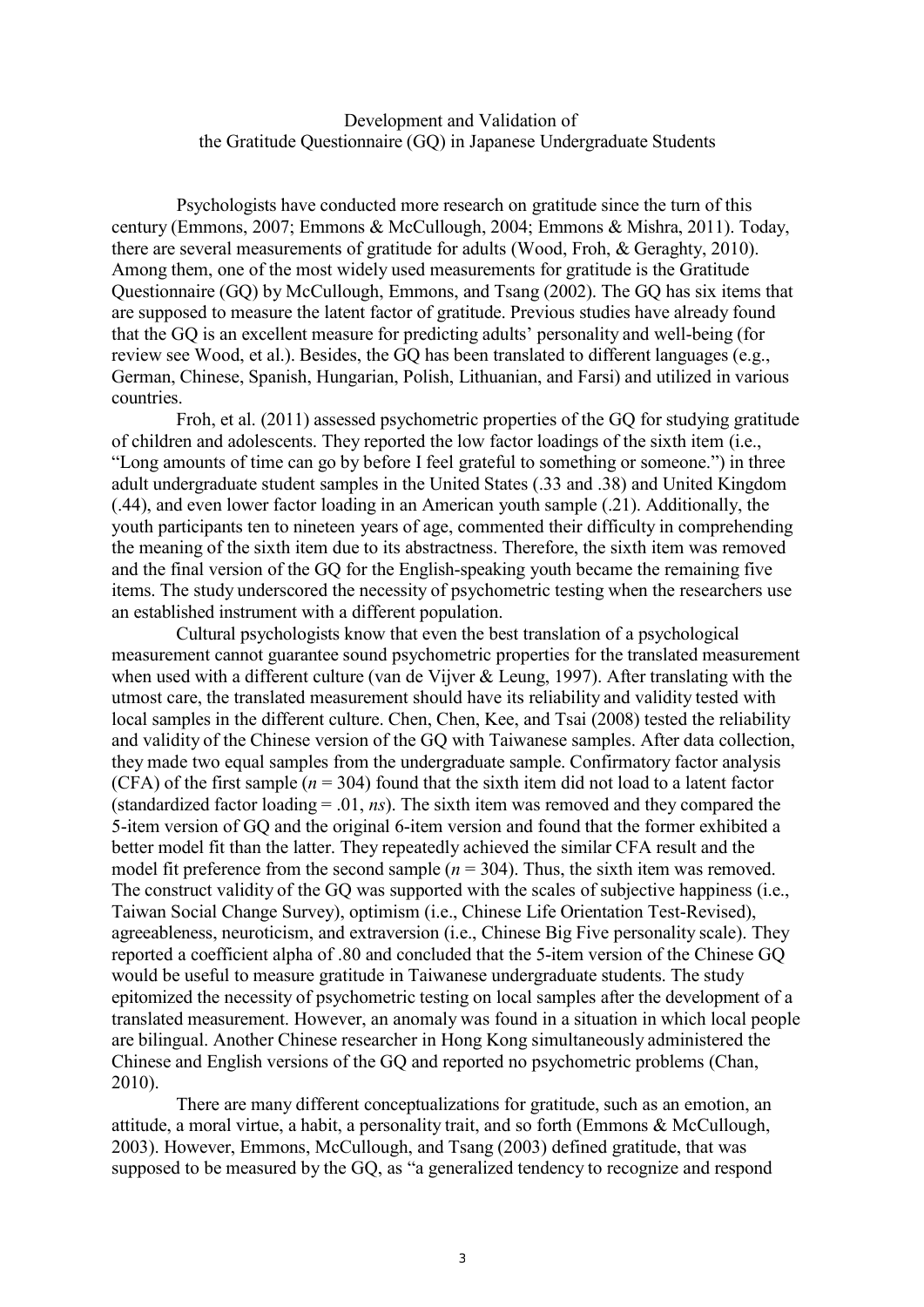Development and Validation of
the Gratitude Questionnaire (GQ) in Japanese Undergraduate Students

Psychologists have conducted more research on gratitude since the turn of this century (Emmons, 2007; Emmons & McCullough, 2004; Emmons & Mishra, 2011). Today, there are several measurements of gratitude for adults (Wood, Froh, & Geraghty, 2010). Among them, one of the most widely used measurements for gratitude is the Gratitude Questionnaire (GQ) by McCullough, Emmons, and Tsang (2002). The GQ has six items that are supposed to measure the latent factor of gratitude. Previous studies have already found that the GQ is an excellent measure for predicting adults' personality and well-being (for review see Wood, et al.). Besides, the GQ has been translated to different languages (e.g., German, Chinese, Spanish, Hungarian, Polish, Lithuanian, and Farsi) and utilized in various countries.

Froh, et al. (2011) assessed psychometric properties of the GQ for studying gratitude of children and adolescents. They reported the low factor loadings of the sixth item (i.e., "Long amounts of time can go by before I feel grateful to something or someone.") in three adult undergraduate student samples in the United States (.33 and .38) and United Kingdom (.44), and even lower factor loading in an American youth sample (.21). Additionally, the youth participants ten to nineteen years of age, commented their difficulty in comprehending the meaning of the sixth item due to its abstractness. Therefore, the sixth item was removed and the final version of the GQ for the English-speaking youth became the remaining five items. The study underscored the necessity of psychometric testing when the researchers use an established instrument with a different population.

Cultural psychologists know that even the best translation of a psychological measurement cannot guarantee sound psychometric properties for the translated measurement when used with a different culture (van de Vijver & Leung, 1997). After translating with the utmost care, the translated measurement should have its reliability and validity tested with local samples in the different culture. Chen, Chen, Kee, and Tsai (2008) tested the reliability and validity of the Chinese version of the GQ with Taiwanese samples. After data collection, they made two equal samples from the undergraduate sample. Confirmatory factor analysis (CFA) of the first sample ($n = 304$) found that the sixth item did not load to a latent factor (standardized factor loading = .01, *ns*). The sixth item was removed and they compared the 5-item version of GQ and the original 6-item version and found that the former exhibited a better model fit than the latter. They repeatedly achieved the similar CFA result and the model fit preference from the second sample ($n = 304$). Thus, the sixth item was removed. The construct validity of the GQ was supported with the scales of subjective happiness (i.e., Taiwan Social Change Survey), optimism (i.e., Chinese Life Orientation Test-Revised), agreeableness, neuroticism, and extraversion (i.e., Chinese Big Five personality scale). They reported a coefficient alpha of .80 and concluded that the 5-item version of the Chinese GQ would be useful to measure gratitude in Taiwanese undergraduate students. The study epitomized the necessity of psychometric testing on local samples after the development of a translated measurement. However, an anomaly was found in a situation in which local people are bilingual. Another Chinese researcher in Hong Kong simultaneously administered the Chinese and English versions of the GQ and reported no psychometric problems (Chan, 2010).

There are many different conceptualizations for gratitude, such as an emotion, an attitude, a moral virtue, a habit, a personality trait, and so forth (Emmons & McCullough, 2003). However, Emmons, McCullough, and Tsang (2003) defined gratitude, that was supposed to be measured by the GQ, as "a generalized tendency to recognize and respond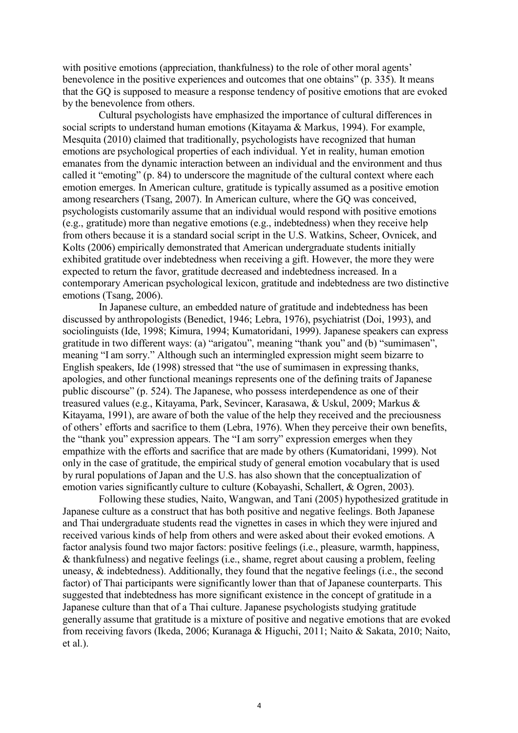with positive emotions (appreciation, thankfulness) to the role of other moral agents' benevolence in the positive experiences and outcomes that one obtains" (p. 335). It means that the GQ is supposed to measure a response tendency of positive emotions that are evoked by the benevolence from others.

Cultural psychologists have emphasized the importance of cultural differences in social scripts to understand human emotions (Kitayama & Markus, 1994). For example, Mesquita (2010) claimed that traditionally, psychologists have recognized that human emotions are psychological properties of each individual. Yet in reality, human emotion emanates from the dynamic interaction between an individual and the environment and thus called it "emoting" (p. 84) to underscore the magnitude of the cultural context where each emotion emerges. In American culture, gratitude is typically assumed as a positive emotion among researchers (Tsang, 2007). In American culture, where the GQ was conceived, psychologists customarily assume that an individual would respond with positive emotions (e.g., gratitude) more than negative emotions (e.g., indebtedness) when they receive help from others because it is a standard social script in the U.S. Watkins, Scheer, Ovnicek, and Kolts (2006) empirically demonstrated that American undergraduate students initially exhibited gratitude over indebtedness when receiving a gift. However, the more they were expected to return the favor, gratitude decreased and indebtedness increased. In a contemporary American psychological lexicon, gratitude and indebtedness are two distinctive emotions (Tsang, 2006).

In Japanese culture, an embedded nature of gratitude and indebtedness has been discussed by anthropologists (Benedict, 1946; Lebra, 1976), psychiatrist (Doi, 1993), and sociolinguists (Ide, 1998; Kimura, 1994; Kumatoridani, 1999). Japanese speakers can express gratitude in two different ways: (a) "arigatou", meaning "thank you" and (b) "sumimasen", meaning "I am sorry." Although such an intermingled expression might seem bizarre to English speakers, Ide (1998) stressed that "the use of sumimasen in expressing thanks, apologies, and other functional meanings represents one of the defining traits of Japanese public discourse" (p. 524). The Japanese, who possess interdependence as one of their treasured values (e.g., Kitayama, Park, Sevincer, Karasawa, & Uskul, 2009; Markus & Kitayama, 1991), are aware of both the value of the help they received and the preciousness of others' efforts and sacrifice to them (Lebra, 1976). When they perceive their own benefits, the "thank you" expression appears. The "I am sorry" expression emerges when they empathize with the efforts and sacrifice that are made by others (Kumatoridani, 1999). Not only in the case of gratitude, the empirical study of general emotion vocabulary that is used by rural populations of Japan and the U.S. has also shown that the conceptualization of emotion varies significantly culture to culture (Kobayashi, Schallert, & Ogren, 2003).

Following these studies, Naito, Wangwan, and Tani (2005) hypothesized gratitude in Japanese culture as a construct that has both positive and negative feelings. Both Japanese and Thai undergraduate students read the vignettes in cases in which they were injured and received various kinds of help from others and were asked about their evoked emotions. A factor analysis found two major factors: positive feelings (i.e., pleasure, warmth, happiness, & thankfulness) and negative feelings (i.e., shame, regret about causing a problem, feeling uneasy, & indebtedness). Additionally, they found that the negative feelings (i.e., the second factor) of Thai participants were significantly lower than that of Japanese counterparts. This suggested that indebtedness has more significant existence in the concept of gratitude in a Japanese culture than that of a Thai culture. Japanese psychologists studying gratitude generally assume that gratitude is a mixture of positive and negative emotions that are evoked from receiving favors (Ikeda, 2006; Kuranaga & Higuchi, 2011; Naito & Sakata, 2010; Naito, et al.).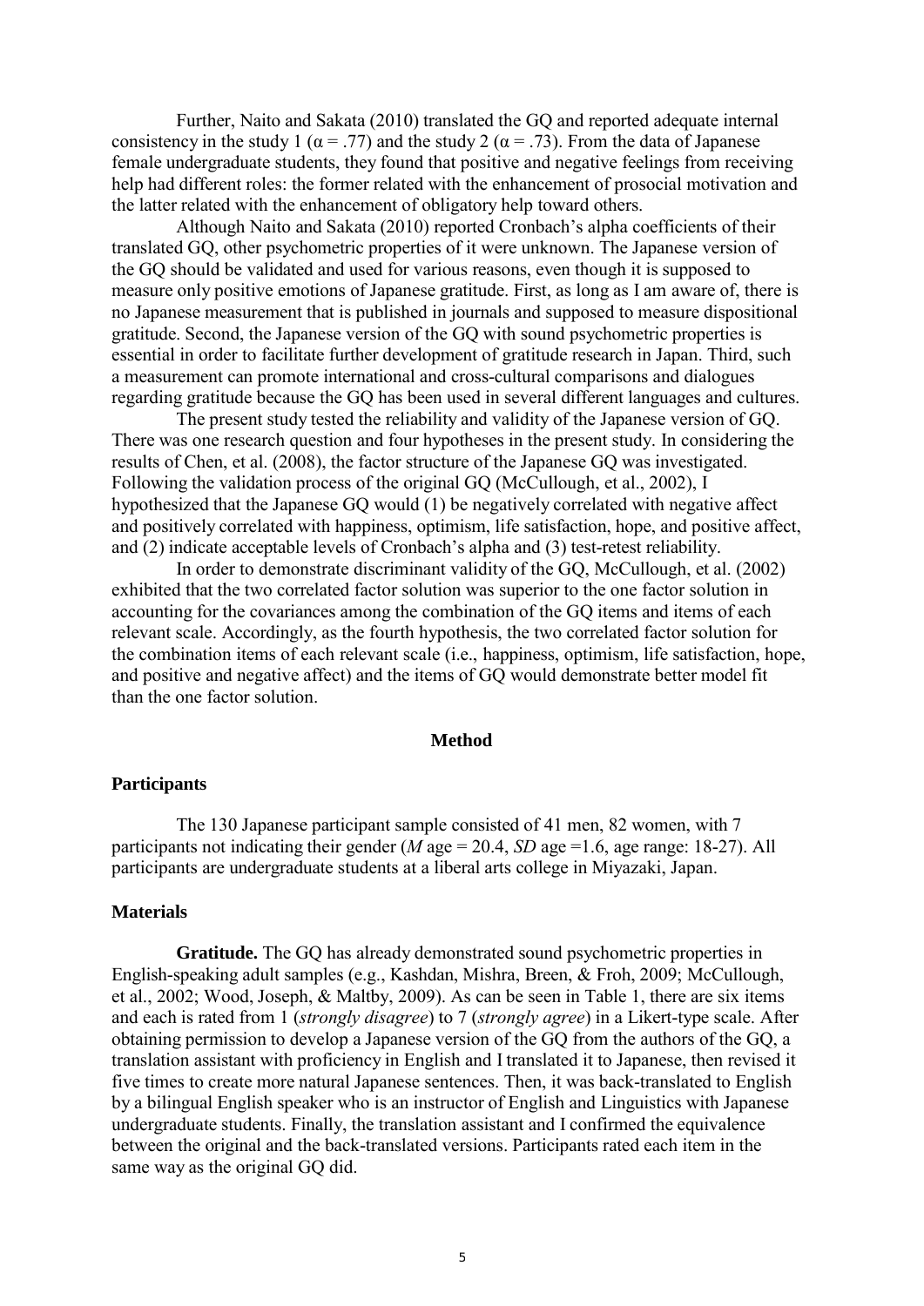Further, Naito and Sakata (2010) translated the GQ and reported adequate internal consistency in the study 1 ($\alpha$ = .77) and the study 2 ($\alpha$ = .73). From the data of Japanese female undergraduate students, they found that positive and negative feelings from receiving help had different roles: the former related with the enhancement of prosocial motivation and the latter related with the enhancement of obligatory help toward others.

Although Naito and Sakata (2010) reported Cronbach's alpha coefficients of their translated GQ, other psychometric properties of it were unknown. The Japanese version of the GQ should be validated and used for various reasons, even though it is supposed to measure only positive emotions of Japanese gratitude. First, as long as I am aware of, there is no Japanese measurement that is published in journals and supposed to measure dispositional gratitude. Second, the Japanese version of the GQ with sound psychometric properties is essential in order to facilitate further development of gratitude research in Japan. Third, such a measurement can promote international and cross-cultural comparisons and dialogues regarding gratitude because the GQ has been used in several different languages and cultures.

The present study tested the reliability and validity of the Japanese version of GQ. There was one research question and four hypotheses in the present study. In considering the results of Chen, et al. (2008), the factor structure of the Japanese GQ was investigated. Following the validation process of the original GQ (McCullough, et al., 2002), I hypothesized that the Japanese GQ would (1) be negatively correlated with negative affect and positively correlated with happiness, optimism, life satisfaction, hope, and positive affect, and (2) indicate acceptable levels of Cronbach's alpha and (3) test-retest reliability.

In order to demonstrate discriminant validity of the GQ, McCullough, et al. (2002) exhibited that the two correlated factor solution was superior to the one factor solution in accounting for the covariances among the combination of the GQ items and items of each relevant scale. Accordingly, as the fourth hypothesis, the two correlated factor solution for the combination items of each relevant scale (i.e., happiness, optimism, life satisfaction, hope, and positive and negative affect) and the items of GQ would demonstrate better model fit than the one factor solution.

## Method

### Participants

The 130 Japanese participant sample consisted of 41 men, 82 women, with 7 participants not indicating their gender (*M* age = 20.4, *SD* age =1.6, age range: 18-27). All participants are undergraduate students at a liberal arts college in Miyazaki, Japan.

### Materials

**Gratitude.** The GQ has already demonstrated sound psychometric properties in English-speaking adult samples (e.g., Kashdan, Mishra, Breen, & Froh, 2009; McCullough, et al., 2002; Wood, Joseph, & Maltby, 2009). As can be seen in Table 1, there are six items and each is rated from 1 (*strongly disagree*) to 7 (*strongly agree*) in a Likert-type scale. After obtaining permission to develop a Japanese version of the GQ from the authors of the GQ, a translation assistant with proficiency in English and I translated it to Japanese, then revised it five times to create more natural Japanese sentences. Then, it was back-translated to English by a bilingual English speaker who is an instructor of English and Linguistics with Japanese undergraduate students. Finally, the translation assistant and I confirmed the equivalence between the original and the back-translated versions. Participants rated each item in the same way as the original GQ did.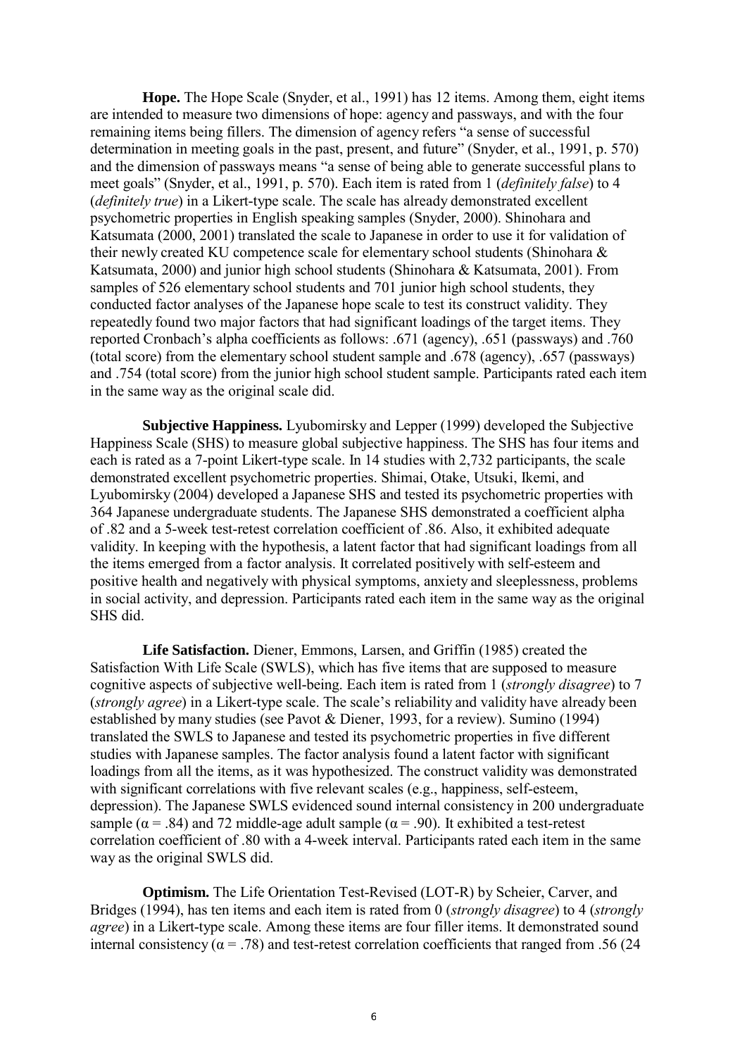**Hope.** The Hope Scale (Snyder, et al., 1991) has 12 items. Among them, eight items are intended to measure two dimensions of hope: agency and passways, and with the four remaining items being fillers. The dimension of agency refers "a sense of successful determination in meeting goals in the past, present, and future" (Snyder, et al., 1991, p. 570) and the dimension of passways means "a sense of being able to generate successful plans to meet goals" (Snyder, et al., 1991, p. 570). Each item is rated from 1 (*definitely false*) to 4 (*definitely true*) in a Likert-type scale. The scale has already demonstrated excellent psychometric properties in English speaking samples (Snyder, 2000). Shinohara and Katsumata (2000, 2001) translated the scale to Japanese in order to use it for validation of their newly created KU competence scale for elementary school students (Shinohara & Katsumata, 2000) and junior high school students (Shinohara & Katsumata, 2001). From samples of 526 elementary school students and 701 junior high school students, they conducted factor analyses of the Japanese hope scale to test its construct validity. They repeatedly found two major factors that had significant loadings of the target items. They reported Cronbach's alpha coefficients as follows: .671 (agency), .651 (passways) and .760 (total score) from the elementary school student sample and .678 (agency), .657 (passways) and .754 (total score) from the junior high school student sample. Participants rated each item in the same way as the original scale did.

**Subjective Happiness.** Lyubomirsky and Lepper (1999) developed the Subjective Happiness Scale (SHS) to measure global subjective happiness. The SHS has four items and each is rated as a 7-point Likert-type scale. In 14 studies with 2,732 participants, the scale demonstrated excellent psychometric properties. Shimai, Otake, Utsuki, Ikemi, and Lyubomirsky (2004) developed a Japanese SHS and tested its psychometric properties with 364 Japanese undergraduate students. The Japanese SHS demonstrated a coefficient alpha of .82 and a 5-week test-retest correlation coefficient of .86. Also, it exhibited adequate validity. In keeping with the hypothesis, a latent factor that had significant loadings from all the items emerged from a factor analysis. It correlated positively with self-esteem and positive health and negatively with physical symptoms, anxiety and sleeplessness, problems in social activity, and depression. Participants rated each item in the same way as the original SHS did.

**Life Satisfaction.** Diener, Emmons, Larsen, and Griffin (1985) created the Satisfaction With Life Scale (SWLS), which has five items that are supposed to measure cognitive aspects of subjective well-being. Each item is rated from 1 (*strongly disagree*) to 7 (*strongly agree*) in a Likert-type scale. The scale's reliability and validity have already been established by many studies (see Pavot & Diener, 1993, for a review). Sumino (1994) translated the SWLS to Japanese and tested its psychometric properties in five different studies with Japanese samples. The factor analysis found a latent factor with significant loadings from all the items, as it was hypothesized. The construct validity was demonstrated with significant correlations with five relevant scales (e.g., happiness, self-esteem, depression). The Japanese SWLS evidenced sound internal consistency in 200 undergraduate sample ($\alpha = .84$) and 72 middle-age adult sample ($\alpha = .90$). It exhibited a test-retest correlation coefficient of .80 with a 4-week interval. Participants rated each item in the same way as the original SWLS did.

**Optimism.** The Life Orientation Test-Revised (LOT-R) by Scheier, Carver, and Bridges (1994), has ten items and each item is rated from 0 (*strongly disagree*) to 4 (*strongly agree*) in a Likert-type scale. Among these items are four filler items. It demonstrated sound internal consistency ($\alpha = .78$) and test-retest correlation coefficients that ranged from .56 (24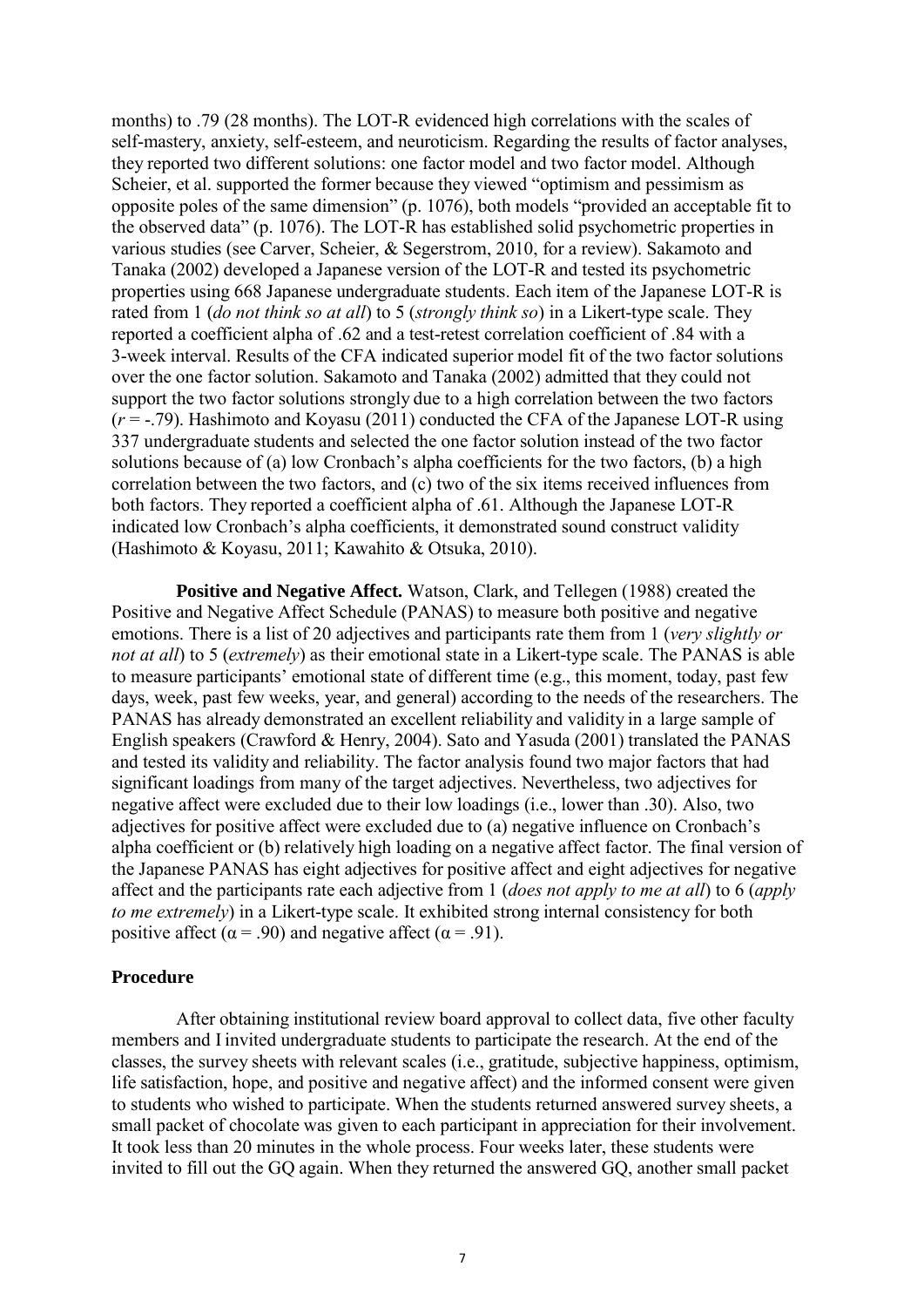months) to .79 (28 months). The LOT-R evidenced high correlations with the scales of self-mastery, anxiety, self-esteem, and neuroticism. Regarding the results of factor analyses, they reported two different solutions: one factor model and two factor model. Although Scheier, et al. supported the former because they viewed "optimism and pessimism as opposite poles of the same dimension" (p. 1076), both models "provided an acceptable fit to the observed data" (p. 1076). The LOT-R has established solid psychometric properties in various studies (see Carver, Scheier, & Segerstrom, 2010, for a review). Sakamoto and Tanaka (2002) developed a Japanese version of the LOT-R and tested its psychometric properties using 668 Japanese undergraduate students. Each item of the Japanese LOT-R is rated from 1 (*do not think so at all*) to 5 (*strongly think so*) in a Likert-type scale. They reported a coefficient alpha of .62 and a test-retest correlation coefficient of .84 with a 3-week interval. Results of the CFA indicated superior model fit of the two factor solutions over the one factor solution. Sakamoto and Tanaka (2002) admitted that they could not support the two factor solutions strongly due to a high correlation between the two factors ($r$ = -.79). Hashimoto and Koyasu (2011) conducted the CFA of the Japanese LOT-R using 337 undergraduate students and selected the one factor solution instead of the two factor solutions because of (a) low Cronbach's alpha coefficients for the two factors, (b) a high correlation between the two factors, and (c) two of the six items received influences from both factors. They reported a coefficient alpha of .61. Although the Japanese LOT-R indicated low Cronbach's alpha coefficients, it demonstrated sound construct validity (Hashimoto & Koyasu, 2011; Kawahito & Otsuka, 2010).

**Positive and Negative Affect.** Watson, Clark, and Tellegen (1988) created the Positive and Negative Affect Schedule (PANAS) to measure both positive and negative emotions. There is a list of 20 adjectives and participants rate them from 1 (*very slightly or not at all*) to 5 (*extremely*) as their emotional state in a Likert-type scale. The PANAS is able to measure participants' emotional state of different time (e.g., this moment, today, past few days, week, past few weeks, year, and general) according to the needs of the researchers. The PANAS has already demonstrated an excellent reliability and validity in a large sample of English speakers (Crawford & Henry, 2004). Sato and Yasuda (2001) translated the PANAS and tested its validity and reliability. The factor analysis found two major factors that had significant loadings from many of the target adjectives. Nevertheless, two adjectives for negative affect were excluded due to their low loadings (i.e., lower than .30). Also, two adjectives for positive affect were excluded due to (a) negative influence on Cronbach's alpha coefficient or (b) relatively high loading on a negative affect factor. The final version of the Japanese PANAS has eight adjectives for positive affect and eight adjectives for negative affect and the participants rate each adjective from 1 (*does not apply to me at all*) to 6 (*apply to me extremely*) in a Likert-type scale. It exhibited strong internal consistency for both positive affect ($\alpha$ = .90) and negative affect ($\alpha$ = .91).

## Procedure

After obtaining institutional review board approval to collect data, five other faculty members and I invited undergraduate students to participate the research. At the end of the classes, the survey sheets with relevant scales (i.e., gratitude, subjective happiness, optimism, life satisfaction, hope, and positive and negative affect) and the informed consent were given to students who wished to participate. When the students returned answered survey sheets, a small packet of chocolate was given to each participant in appreciation for their involvement. It took less than 20 minutes in the whole process. Four weeks later, these students were invited to fill out the GQ again. When they returned the answered GQ, another small packet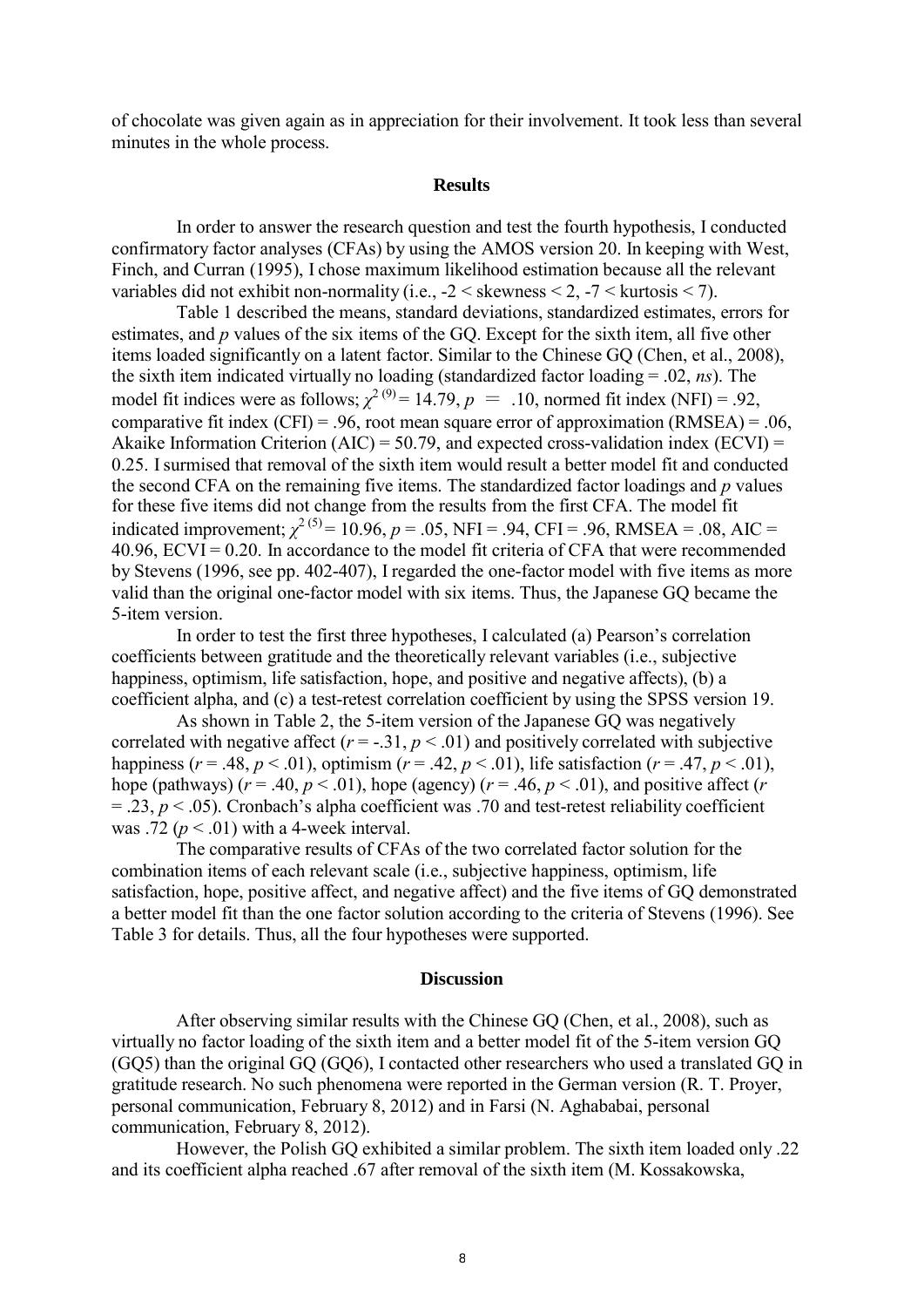of chocolate was given again as in appreciation for their involvement. It took less than several minutes in the whole process.

## Results

In order to answer the research question and test the fourth hypothesis, I conducted confirmatory factor analyses (CFAs) by using the AMOS version 20. In keeping with West, Finch, and Curran (1995), I chose maximum likelihood estimation because all the relevant variables did not exhibit non-normality (i.e., -2 < skewness < 2, -7 < kurtosis < 7).

Table 1 described the means, standard deviations, standardized estimates, errors for estimates, and *p* values of the six items of the GQ. Except for the sixth item, all five other items loaded significantly on a latent factor. Similar to the Chinese GQ (Chen, et al., 2008), the sixth item indicated virtually no loading (standardized factor loading = .02, *ns*). The model fit indices were as follows; $\chi^{2\,(9)} = 14.79$, $p = .10$, normed fit index (NFI) = .92, comparative fit index (CFI) = .96, root mean square error of approximation (RMSEA) = .06, Akaike Information Criterion (AIC) = 50.79, and expected cross-validation index (ECVI) = 0.25. I surmised that removal of the sixth item would result a better model fit and conducted the second CFA on the remaining five items. The standardized factor loadings and *p* values for these five items did not change from the results from the first CFA. The model fit indicated improvement; $\chi^{2\,(5)} = 10.96$, $p = .05$, NFI = .94, CFI = .96, RMSEA = .08, AIC = 40.96, ECVI = 0.20. In accordance to the model fit criteria of CFA that were recommended by Stevens (1996, see pp. 402-407), I regarded the one-factor model with five items as more valid than the original one-factor model with six items. Thus, the Japanese GQ became the 5-item version.

In order to test the first three hypotheses, I calculated (a) Pearson's correlation coefficients between gratitude and the theoretically relevant variables (i.e., subjective happiness, optimism, life satisfaction, hope, and positive and negative affects), (b) a coefficient alpha, and (c) a test-retest correlation coefficient by using the SPSS version 19.

As shown in Table 2, the 5-item version of the Japanese GQ was negatively correlated with negative affect ($r = -.31$, $p < .01$) and positively correlated with subjective happiness ($r = .48$, $p < .01$), optimism ($r = .42$, $p < .01$), life satisfaction ($r = .47$, $p < .01$), hope (pathways) ($r = .40$, $p < .01$), hope (agency) ($r = .46$, $p < .01$), and positive affect ($r = .23$, $p < .05$). Cronbach's alpha coefficient was .70 and test-retest reliability coefficient was .72 ($p < .01$) with a 4-week interval.

The comparative results of CFAs of the two correlated factor solution for the combination items of each relevant scale (i.e., subjective happiness, optimism, life satisfaction, hope, positive affect, and negative affect) and the five items of GQ demonstrated a better model fit than the one factor solution according to the criteria of Stevens (1996). See Table 3 for details. Thus, all the four hypotheses were supported.

## Discussion

After observing similar results with the Chinese GQ (Chen, et al., 2008), such as virtually no factor loading of the sixth item and a better model fit of the 5-item version GQ (GQ5) than the original GQ (GQ6), I contacted other researchers who used a translated GQ in gratitude research. No such phenomena were reported in the German version (R. T. Proyer, personal communication, February 8, 2012) and in Farsi (N. Aghababai, personal communication, February 8, 2012).

However, the Polish GQ exhibited a similar problem. The sixth item loaded only .22 and its coefficient alpha reached .67 after removal of the sixth item (M. Kossakowska,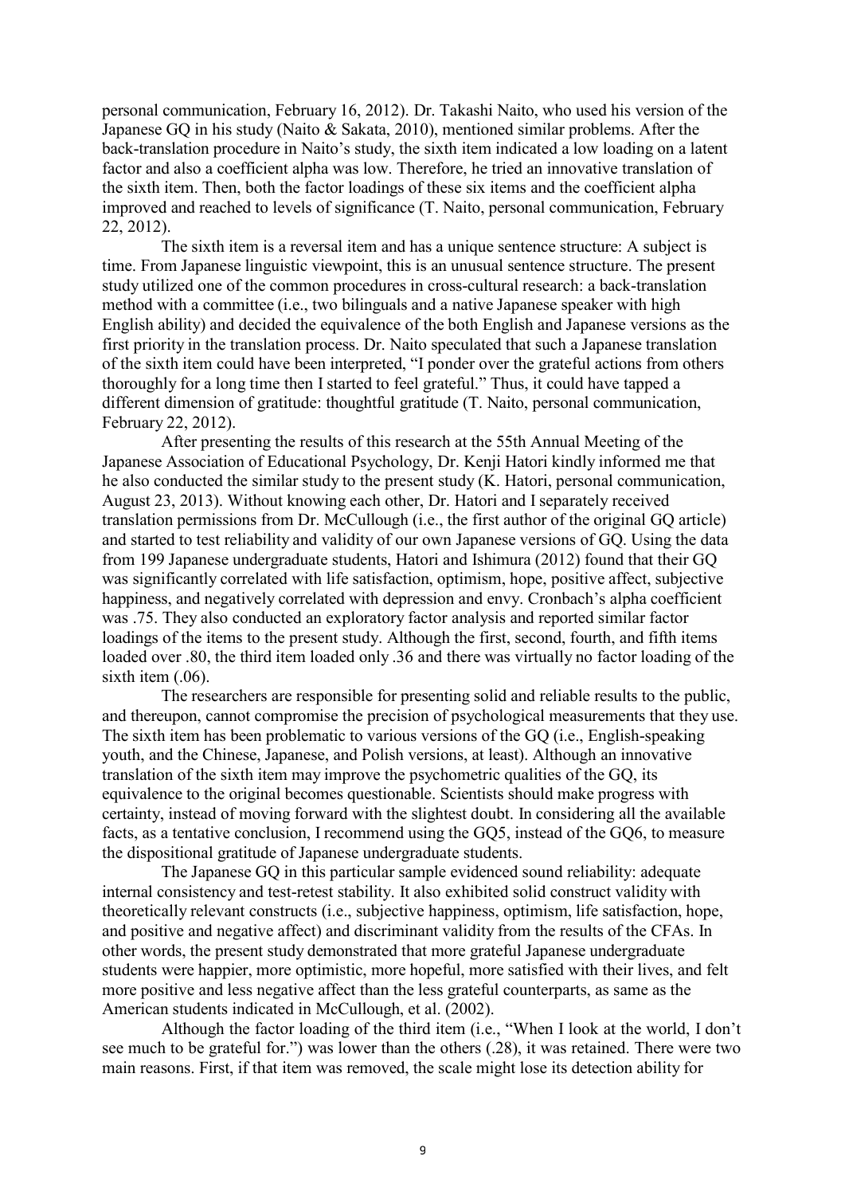personal communication, February 16, 2012). Dr. Takashi Naito, who used his version of the Japanese GQ in his study (Naito & Sakata, 2010), mentioned similar problems. After the back-translation procedure in Naito's study, the sixth item indicated a low loading on a latent factor and also a coefficient alpha was low. Therefore, he tried an innovative translation of the sixth item. Then, both the factor loadings of these six items and the coefficient alpha improved and reached to levels of significance (T. Naito, personal communication, February 22, 2012).

The sixth item is a reversal item and has a unique sentence structure: A subject is time. From Japanese linguistic viewpoint, this is an unusual sentence structure. The present study utilized one of the common procedures in cross-cultural research: a back-translation method with a committee (i.e., two bilinguals and a native Japanese speaker with high English ability) and decided the equivalence of the both English and Japanese versions as the first priority in the translation process. Dr. Naito speculated that such a Japanese translation of the sixth item could have been interpreted, "I ponder over the grateful actions from others thoroughly for a long time then I started to feel grateful." Thus, it could have tapped a different dimension of gratitude: thoughtful gratitude (T. Naito, personal communication, February 22, 2012).

After presenting the results of this research at the 55th Annual Meeting of the Japanese Association of Educational Psychology, Dr. Kenji Hatori kindly informed me that he also conducted the similar study to the present study (K. Hatori, personal communication, August 23, 2013). Without knowing each other, Dr. Hatori and I separately received translation permissions from Dr. McCullough (i.e., the first author of the original GQ article) and started to test reliability and validity of our own Japanese versions of GQ. Using the data from 199 Japanese undergraduate students, Hatori and Ishimura (2012) found that their GQ was significantly correlated with life satisfaction, optimism, hope, positive affect, subjective happiness, and negatively correlated with depression and envy. Cronbach's alpha coefficient was .75. They also conducted an exploratory factor analysis and reported similar factor loadings of the items to the present study. Although the first, second, fourth, and fifth items loaded over .80, the third item loaded only .36 and there was virtually no factor loading of the sixth item (.06).

The researchers are responsible for presenting solid and reliable results to the public, and thereupon, cannot compromise the precision of psychological measurements that they use. The sixth item has been problematic to various versions of the GQ (i.e., English-speaking youth, and the Chinese, Japanese, and Polish versions, at least). Although an innovative translation of the sixth item may improve the psychometric qualities of the GQ, its equivalence to the original becomes questionable. Scientists should make progress with certainty, instead of moving forward with the slightest doubt. In considering all the available facts, as a tentative conclusion, I recommend using the GQ5, instead of the GQ6, to measure the dispositional gratitude of Japanese undergraduate students.

The Japanese GQ in this particular sample evidenced sound reliability: adequate internal consistency and test-retest stability. It also exhibited solid construct validity with theoretically relevant constructs (i.e., subjective happiness, optimism, life satisfaction, hope, and positive and negative affect) and discriminant validity from the results of the CFAs. In other words, the present study demonstrated that more grateful Japanese undergraduate students were happier, more optimistic, more hopeful, more satisfied with their lives, and felt more positive and less negative affect than the less grateful counterparts, as same as the American students indicated in McCullough, et al. (2002).

Although the factor loading of the third item (i.e., "When I look at the world, I don't see much to be grateful for.") was lower than the others (.28), it was retained. There were two main reasons. First, if that item was removed, the scale might lose its detection ability for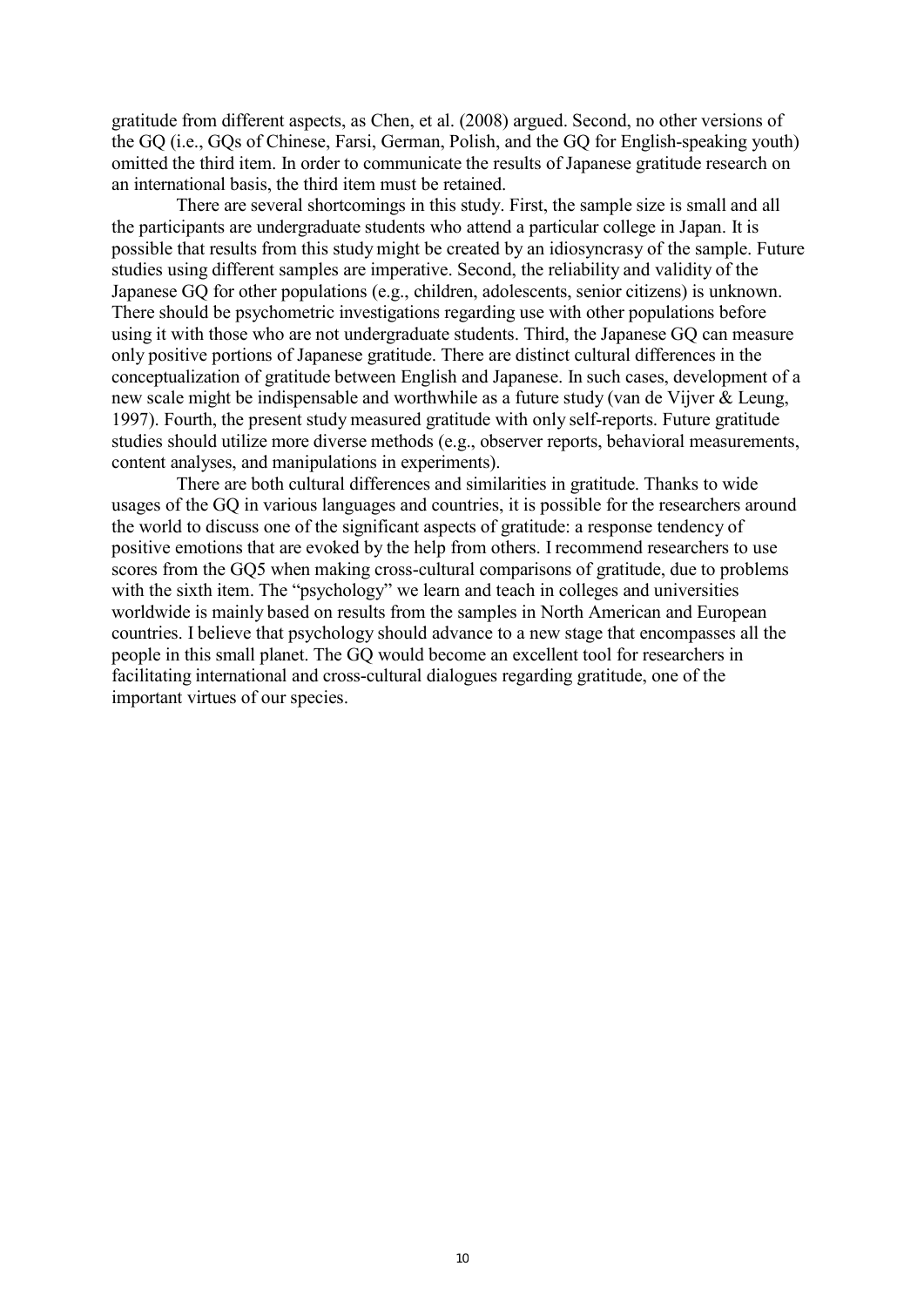gratitude from different aspects, as Chen, et al. (2008) argued. Second, no other versions of the GQ (i.e., GQs of Chinese, Farsi, German, Polish, and the GQ for English-speaking youth) omitted the third item. In order to communicate the results of Japanese gratitude research on an international basis, the third item must be retained.

There are several shortcomings in this study. First, the sample size is small and all the participants are undergraduate students who attend a particular college in Japan. It is possible that results from this study might be created by an idiosyncrasy of the sample. Future studies using different samples are imperative. Second, the reliability and validity of the Japanese GQ for other populations (e.g., children, adolescents, senior citizens) is unknown. There should be psychometric investigations regarding use with other populations before using it with those who are not undergraduate students. Third, the Japanese GQ can measure only positive portions of Japanese gratitude. There are distinct cultural differences in the conceptualization of gratitude between English and Japanese. In such cases, development of a new scale might be indispensable and worthwhile as a future study (van de Vijver & Leung, 1997). Fourth, the present study measured gratitude with only self-reports. Future gratitude studies should utilize more diverse methods (e.g., observer reports, behavioral measurements, content analyses, and manipulations in experiments).

There are both cultural differences and similarities in gratitude. Thanks to wide usages of the GQ in various languages and countries, it is possible for the researchers around the world to discuss one of the significant aspects of gratitude: a response tendency of positive emotions that are evoked by the help from others. I recommend researchers to use scores from the GQ5 when making cross-cultural comparisons of gratitude, due to problems with the sixth item. The "psychology" we learn and teach in colleges and universities worldwide is mainly based on results from the samples in North American and European countries. I believe that psychology should advance to a new stage that encompasses all the people in this small planet. The GQ would become an excellent tool for researchers in facilitating international and cross-cultural dialogues regarding gratitude, one of the important virtues of our species.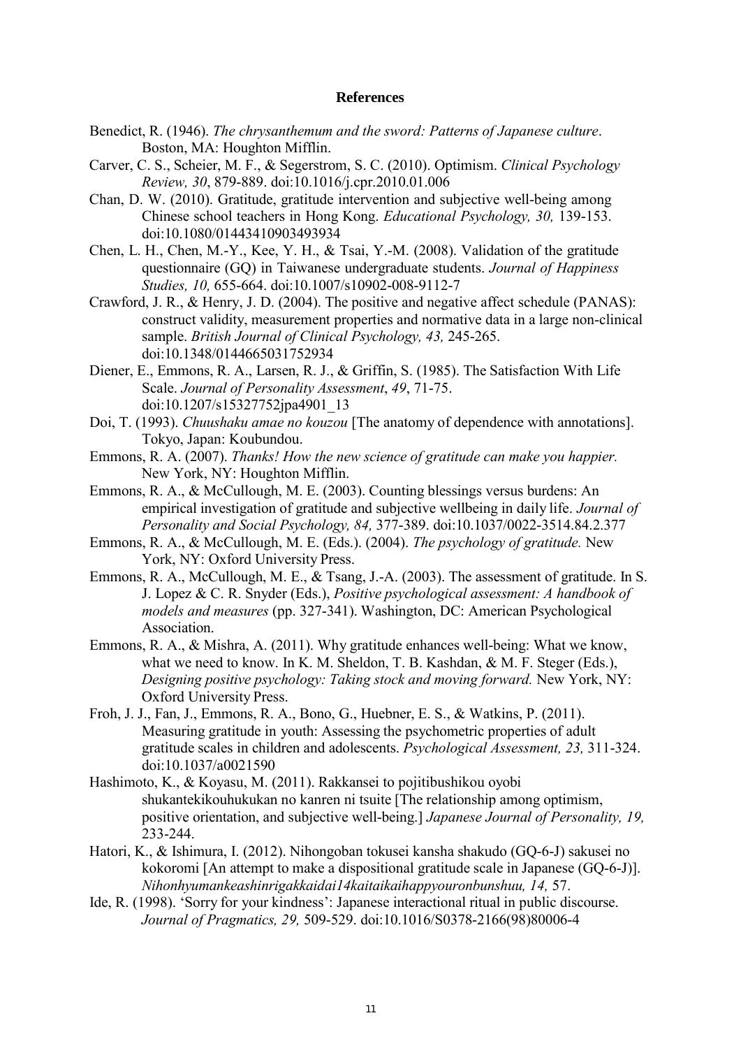## References

Benedict, R. (1946). *The chrysanthemum and the sword: Patterns of Japanese culture*. Boston, MA: Houghton Mifflin.

Carver, C. S., Scheier, M. F., & Segerstrom, S. C. (2010). Optimism. *Clinical Psychology Review, 30*, 879-889. doi:10.1016/j.cpr.2010.01.006

Chan, D. W. (2010). Gratitude, gratitude intervention and subjective well-being among Chinese school teachers in Hong Kong. *Educational Psychology, 30,* 139-153. doi:10.1080/01443410903493934

Chen, L. H., Chen, M.-Y., Kee, Y. H., & Tsai, Y.-M. (2008). Validation of the gratitude questionnaire (GQ) in Taiwanese undergraduate students. *Journal of Happiness Studies, 10,* 655-664. doi:10.1007/s10902-008-9112-7

Crawford, J. R., & Henry, J. D. (2004). The positive and negative affect schedule (PANAS): construct validity, measurement properties and normative data in a large non-clinical sample. *British Journal of Clinical Psychology, 43,* 245-265. doi:10.1348/0144665031752934

Diener, E., Emmons, R. A., Larsen, R. J., & Griffin, S. (1985). The Satisfaction With Life Scale. *Journal of Personality Assessment*, *49*, 71-75. doi:10.1207/s15327752jpa4901_13

Doi, T. (1993). *Chuushaku amae no kouzou* [The anatomy of dependence with annotations]. Tokyo, Japan: Koubundou.

Emmons, R. A. (2007). *Thanks! How the new science of gratitude can make you happier.* New York, NY: Houghton Mifflin.

Emmons, R. A., & McCullough, M. E. (2003). Counting blessings versus burdens: An empirical investigation of gratitude and subjective wellbeing in daily life. *Journal of Personality and Social Psychology, 84,* 377-389. doi:10.1037/0022-3514.84.2.377

Emmons, R. A., & McCullough, M. E. (Eds.). (2004). *The psychology of gratitude.* New York, NY: Oxford University Press.

Emmons, R. A., McCullough, M. E., & Tsang, J.-A. (2003). The assessment of gratitude. In S. J. Lopez & C. R. Snyder (Eds.), *Positive psychological assessment: A handbook of models and measures* (pp. 327-341). Washington, DC: American Psychological Association.

Emmons, R. A., & Mishra, A. (2011). Why gratitude enhances well-being: What we know, what we need to know. In K. M. Sheldon, T. B. Kashdan, & M. F. Steger (Eds.), *Designing positive psychology: Taking stock and moving forward.* New York, NY: Oxford University Press.

Froh, J. J., Fan, J., Emmons, R. A., Bono, G., Huebner, E. S., & Watkins, P. (2011). Measuring gratitude in youth: Assessing the psychometric properties of adult gratitude scales in children and adolescents. *Psychological Assessment, 23,* 311-324. doi:10.1037/a0021590

Hashimoto, K., & Koyasu, M. (2011). Rakkansei to pojitibushikou oyobi shukantekikouhukukan no kanren ni tsuite [The relationship among optimism, positive orientation, and subjective well-being.] *Japanese Journal of Personality, 19,* 233-244.

Hatori, K., & Ishimura, I. (2012). Nihongoban tokusei kansha shakudo (GQ-6-J) sakusei no kokoromi [An attempt to make a dispositional gratitude scale in Japanese (GQ-6-J)]. *Nihonhyumankeashinrigakkaidai14kaitaikaihappyouronbunshuu, 14,* 57.

Ide, R. (1998). 'Sorry for your kindness': Japanese interactional ritual in public discourse. *Journal of Pragmatics, 29,* 509-529. doi:10.1016/S0378-2166(98)80006-4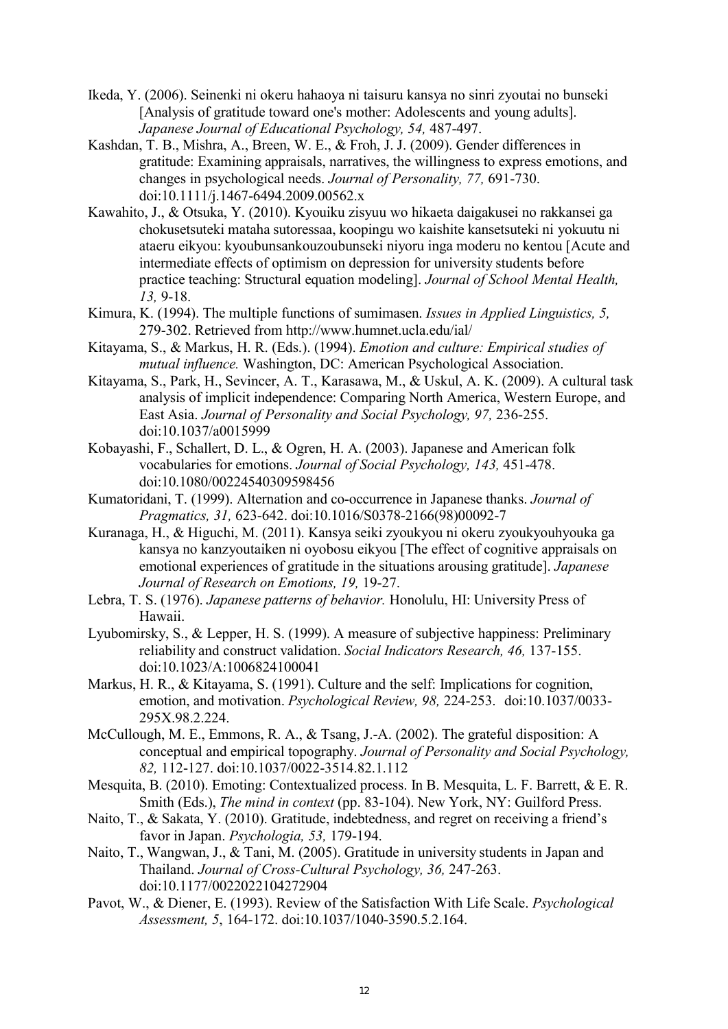Ikeda, Y. (2006). Seinenki ni okeru hahaoya ni taisuru kansya no sinri zyoutai no bunseki [Analysis of gratitude toward one's mother: Adolescents and young adults]. *Japanese Journal of Educational Psychology, 54,* 487-497.

Kashdan, T. B., Mishra, A., Breen, W. E., & Froh, J. J. (2009). Gender differences in gratitude: Examining appraisals, narratives, the willingness to express emotions, and changes in psychological needs. *Journal of Personality, 77,* 691-730. doi:10.1111/j.1467-6494.2009.00562.x

Kawahito, J., & Otsuka, Y. (2010). Kyouiku zisyuu wo hikaeta daigakusei no rakkansei ga chokusetsuteki mataha sutoressaa, koopingu wo kaishite kansetsuteki ni yokuutu ni ataeru eikyou: kyoubunsankouzoubunseki niyoru inga moderu no kentou [Acute and intermediate effects of optimism on depression for university students before practice teaching: Structural equation modeling]. *Journal of School Mental Health, 13,* 9-18.

Kimura, K. (1994). The multiple functions of sumimasen. *Issues in Applied Linguistics, 5,* 279-302. Retrieved from http://www.humnet.ucla.edu/ial/

Kitayama, S., & Markus, H. R. (Eds.). (1994). *Emotion and culture: Empirical studies of mutual influence.* Washington, DC: American Psychological Association.

Kitayama, S., Park, H., Sevincer, A. T., Karasawa, M., & Uskul, A. K. (2009). A cultural task analysis of implicit independence: Comparing North America, Western Europe, and East Asia. *Journal of Personality and Social Psychology, 97,* 236-255. doi:10.1037/a0015999

Kobayashi, F., Schallert, D. L., & Ogren, H. A. (2003). Japanese and American folk vocabularies for emotions. *Journal of Social Psychology, 143,* 451-478. doi:10.1080/00224540309598456

Kumatoridani, T. (1999). Alternation and co-occurrence in Japanese thanks. *Journal of Pragmatics, 31,* 623-642. doi:10.1016/S0378-2166(98)00092-7

Kuranaga, H., & Higuchi, M. (2011). Kansya seiki zyoukyou ni okeru zyoukyouhyouka ga kansya no kanzyoutaiken ni oyobosu eikyou [The effect of cognitive appraisals on emotional experiences of gratitude in the situations arousing gratitude]. *Japanese Journal of Research on Emotions, 19,* 19-27.

Lebra, T. S. (1976). *Japanese patterns of behavior.* Honolulu, HI: University Press of Hawaii.

Lyubomirsky, S., & Lepper, H. S. (1999). A measure of subjective happiness: Preliminary reliability and construct validation. *Social Indicators Research, 46,* 137-155. doi:10.1023/A:1006824100041

Markus, H. R., & Kitayama, S. (1991). Culture and the self: Implications for cognition, emotion, and motivation. *Psychological Review, 98,* 224-253. doi:10.1037/0033-295X.98.2.224.

McCullough, M. E., Emmons, R. A., & Tsang, J.-A. (2002). The grateful disposition: A conceptual and empirical topography. *Journal of Personality and Social Psychology, 82,* 112-127. doi:10.1037/0022-3514.82.1.112

Mesquita, B. (2010). Emoting: Contextualized process. In B. Mesquita, L. F. Barrett, & E. R. Smith (Eds.), *The mind in context* (pp. 83-104). New York, NY: Guilford Press.

Naito, T., & Sakata, Y. (2010). Gratitude, indebtedness, and regret on receiving a friend's favor in Japan. *Psychologia, 53,* 179-194.

Naito, T., Wangwan, J., & Tani, M. (2005). Gratitude in university students in Japan and Thailand. *Journal of Cross-Cultural Psychology, 36,* 247-263. doi:10.1177/0022022104272904

Pavot, W., & Diener, E. (1993). Review of the Satisfaction With Life Scale. *Psychological Assessment, 5*, 164-172. doi:10.1037/1040-3590.5.2.164.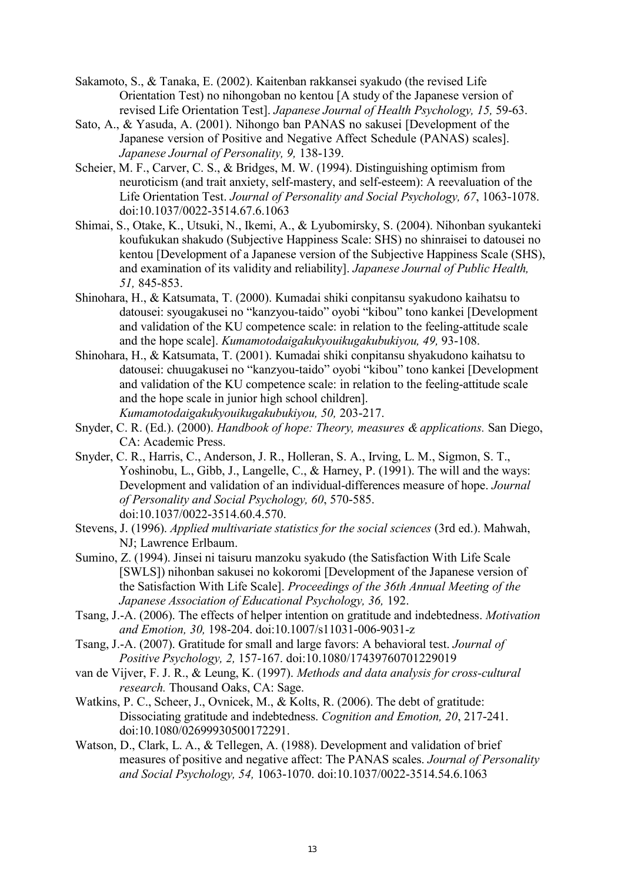Sakamoto, S., & Tanaka, E. (2002). Kaitenban rakkansei syakudo (the revised Life Orientation Test) no nihongoban no kentou [A study of the Japanese version of revised Life Orientation Test]. *Japanese Journal of Health Psychology, 15,* 59-63.

Sato, A., & Yasuda, A. (2001). Nihongo ban PANAS no sakusei [Development of the Japanese version of Positive and Negative Affect Schedule (PANAS) scales]. *Japanese Journal of Personality, 9,* 138-139.

Scheier, M. F., Carver, C. S., & Bridges, M. W. (1994). Distinguishing optimism from neuroticism (and trait anxiety, self-mastery, and self-esteem): A reevaluation of the Life Orientation Test. *Journal of Personality and Social Psychology, 67*, 1063-1078. doi:10.1037/0022-3514.67.6.1063

Shimai, S., Otake, K., Utsuki, N., Ikemi, A., & Lyubomirsky, S. (2004). Nihonban syukanteki koufukukan shakudo (Subjective Happiness Scale: SHS) no shinraisei to datousei no kentou [Development of a Japanese version of the Subjective Happiness Scale (SHS), and examination of its validity and reliability]. *Japanese Journal of Public Health, 51,* 845-853.

Shinohara, H., & Katsumata, T. (2000). Kumadai shiki conpitansu syakudono kaihatsu to datousei: syougakusei no "kanzyou-taido" oyobi "kibou" tono kankei [Development and validation of the KU competence scale: in relation to the feeling-attitude scale and the hope scale]. *Kumamotodaigakukyouikugakubukiyou, 49,* 93-108.

Shinohara, H., & Katsumata, T. (2001). Kumadai shiki conpitansu shyakudono kaihatsu to datousei: chuugakusei no "kanzyou-taido" oyobi "kibou" tono kankei [Development and validation of the KU competence scale: in relation to the feeling-attitude scale and the hope scale in junior high school children]. *Kumamotodaigakukyouikugakubukiyou, 50,* 203-217.

Snyder, C. R. (Ed.). (2000). *Handbook of hope: Theory, measures & applications.* San Diego, CA: Academic Press.

Snyder, C. R., Harris, C., Anderson, J. R., Holleran, S. A., Irving, L. M., Sigmon, S. T., Yoshinobu, L., Gibb, J., Langelle, C., & Harney, P. (1991). The will and the ways: Development and validation of an individual-differences measure of hope. *Journal of Personality and Social Psychology, 60*, 570-585. doi:10.1037/0022-3514.60.4.570.

Stevens, J. (1996). *Applied multivariate statistics for the social sciences* (3rd ed.). Mahwah, NJ; Lawrence Erlbaum.

Sumino, Z. (1994). Jinsei ni taisuru manzoku syakudo (the Satisfaction With Life Scale [SWLS]) nihonban sakusei no kokoromi [Development of the Japanese version of the Satisfaction With Life Scale]. *Proceedings of the 36th Annual Meeting of the Japanese Association of Educational Psychology, 36,* 192.

Tsang, J.-A. (2006). The effects of helper intention on gratitude and indebtedness. *Motivation and Emotion, 30,* 198-204. doi:10.1007/s11031-006-9031-z

Tsang, J.-A. (2007). Gratitude for small and large favors: A behavioral test. *Journal of Positive Psychology, 2,* 157-167. doi:10.1080/17439760701229019

van de Vijver, F. J. R., & Leung, K. (1997). *Methods and data analysis for cross-cultural research.* Thousand Oaks, CA: Sage.

Watkins, P. C., Scheer, J., Ovnicek, M., & Kolts, R. (2006). The debt of gratitude: Dissociating gratitude and indebtedness. *Cognition and Emotion, 20*, 217-241. doi:10.1080/02699930500172291.

Watson, D., Clark, L. A., & Tellegen, A. (1988). Development and validation of brief measures of positive and negative affect: The PANAS scales. *Journal of Personality and Social Psychology, 54,* 1063-1070. doi:10.1037/0022-3514.54.6.1063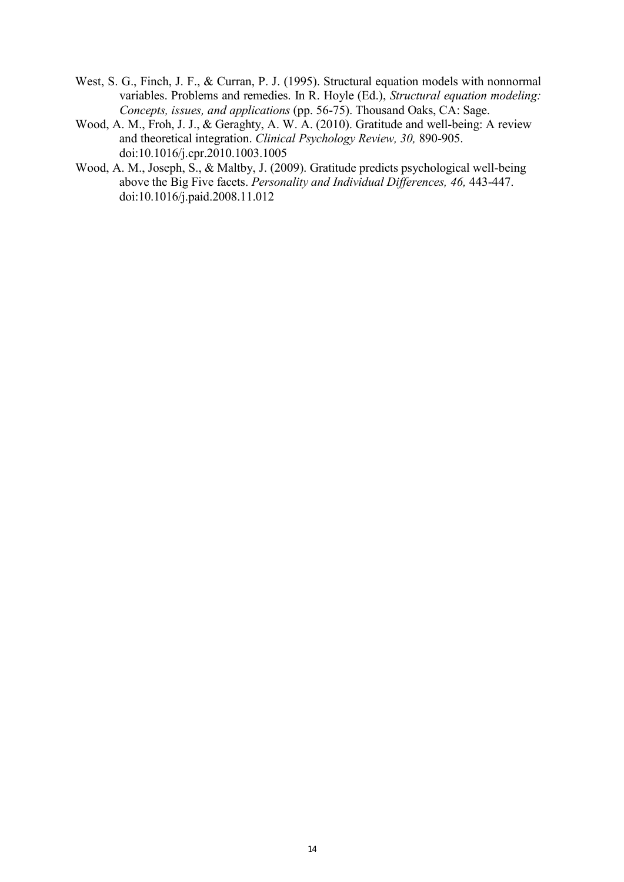West, S. G., Finch, J. F., & Curran, P. J. (1995). Structural equation models with nonnormal variables. Problems and remedies. In R. Hoyle (Ed.), *Structural equation modeling: Concepts, issues, and applications* (pp. 56-75). Thousand Oaks, CA: Sage.

Wood, A. M., Froh, J. J., & Geraghty, A. W. A. (2010). Gratitude and well-being: A review and theoretical integration. *Clinical Psychology Review, 30,* 890-905. doi:10.1016/j.cpr.2010.1003.1005

Wood, A. M., Joseph, S., & Maltby, J. (2009). Gratitude predicts psychological well-being above the Big Five facets. *Personality and Individual Differences, 46,* 443-447. doi:10.1016/j.paid.2008.11.012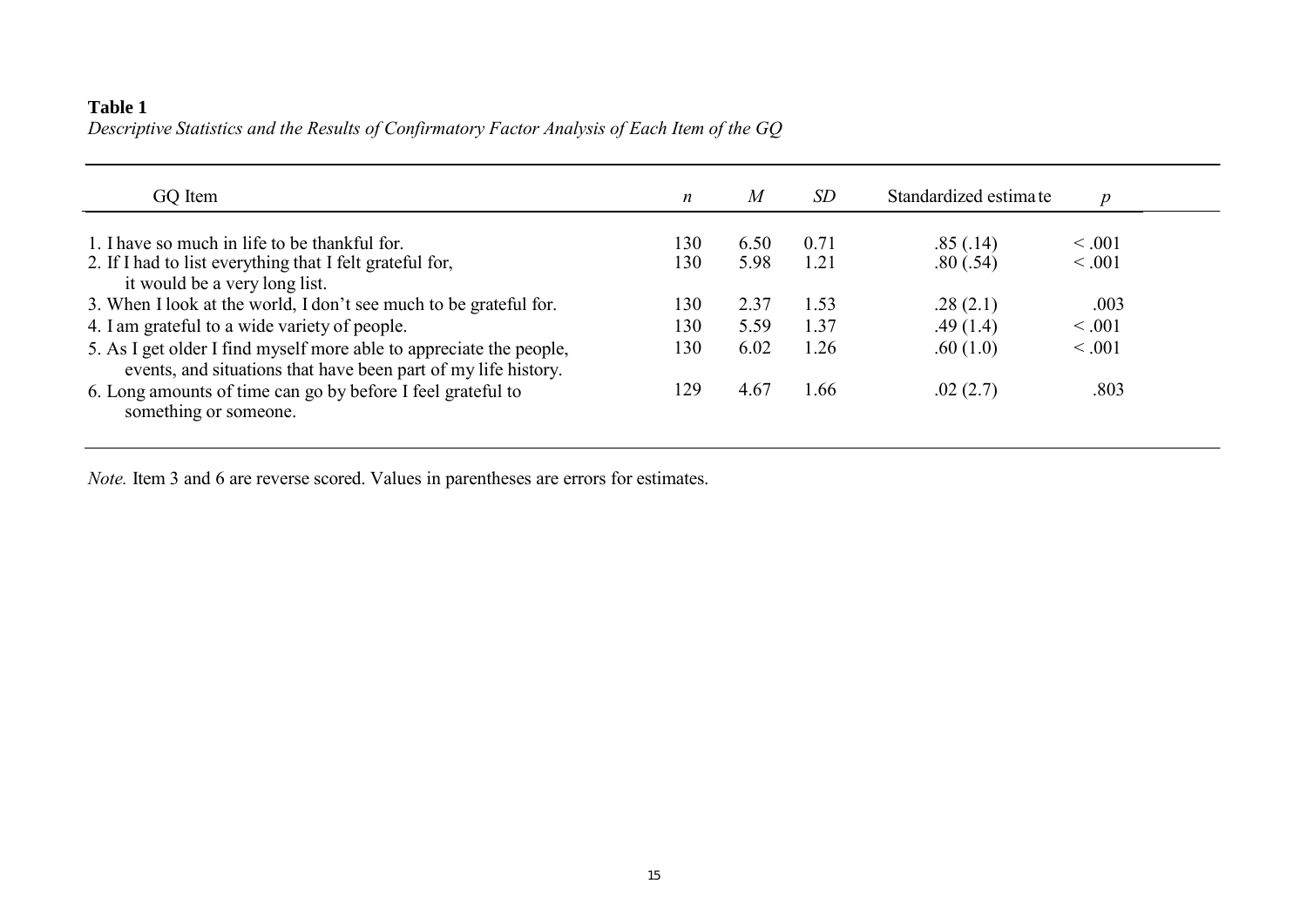**Table 1**

*Descriptive Statistics and the Results of Confirmatory Factor Analysis of Each Item of the GQ*

| GQ Item | *n* | *M* | *SD* | Standardized estimate | *p* |
|---|---|---|---|---|---|
| 1. I have so much in life to be thankful for. | 130 | 6.50 | 0.71 | .85 (.14) | < .001 |
| 2. If I had to list everything that I felt grateful for, it would be a very long list. | 130 | 5.98 | 1.21 | .80 (.54) | < .001 |
| 3. When I look at the world, I don't see much to be grateful for. | 130 | 2.37 | 1.53 | .28 (2.1) | .003 |
| 4. I am grateful to a wide variety of people. | 130 | 5.59 | 1.37 | .49 (1.4) | < .001 |
| 5. As I get older I find myself more able to appreciate the people, events, and situations that have been part of my life history. | 130 | 6.02 | 1.26 | .60 (1.0) | < .001 |
| 6. Long amounts of time can go by before I feel grateful to something or someone. | 129 | 4.67 | 1.66 | .02 (2.7) | .803 |

*Note.* Item 3 and 6 are reverse scored. Values in parentheses are errors for estimates.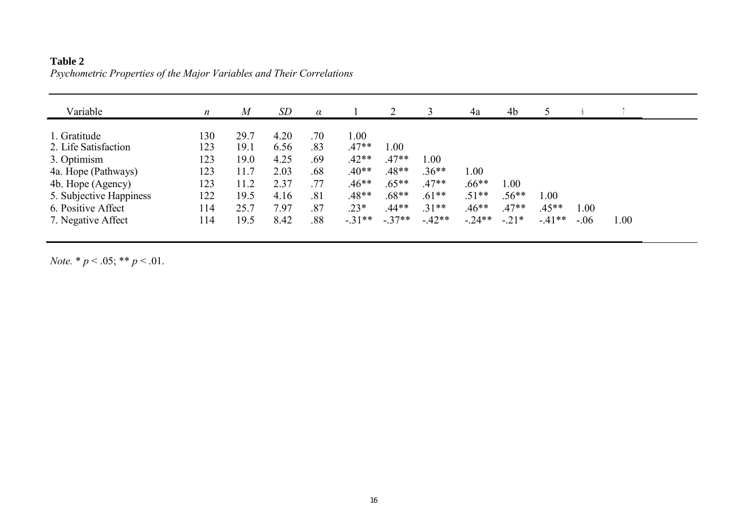**Table 2**

*Psychometric Properties of the Major Variables and Their Correlations*

| Variable | *n* | *M* | *SD* | *α* | 1 | 2 | 3 | 4a | 4b | 5 | 6 | 7 |
|---|---|---|---|---|---|---|---|---|---|---|---|---|
| 1. Gratitude | 130 | 29.7 | 4.20 | .70 | 1.00 | | | | | | | |
| 2. Life Satisfaction | 123 | 19.1 | 6.56 | .83 | .47** | 1.00 | | | | | | |
| 3. Optimism | 123 | 19.0 | 4.25 | .69 | .42** | .47** | 1.00 | | | | | |
| 4a. Hope (Pathways) | 123 | 11.7 | 2.03 | .68 | .40** | .48** | .36** | 1.00 | | | | |
| 4b. Hope (Agency) | 123 | 11.2 | 2.37 | .77 | .46** | .65** | .47** | .66** | 1.00 | | | |
| 5. Subjective Happiness | 122 | 19.5 | 4.16 | .81 | .48** | .68** | .61** | .51** | .56** | 1.00 | | |
| 6. Positive Affect | 114 | 25.7 | 7.97 | .87 | .23* | .44** | .31** | .46** | .47** | .45** | 1.00 | |
| 7. Negative Affect | 114 | 19.5 | 8.42 | .88 | -.31** | -.37** | -.42** | -.24** | -.21* | -.41** | -.06 | 1.00 |

*Note.* * $p < .05$; ** $p < .01$.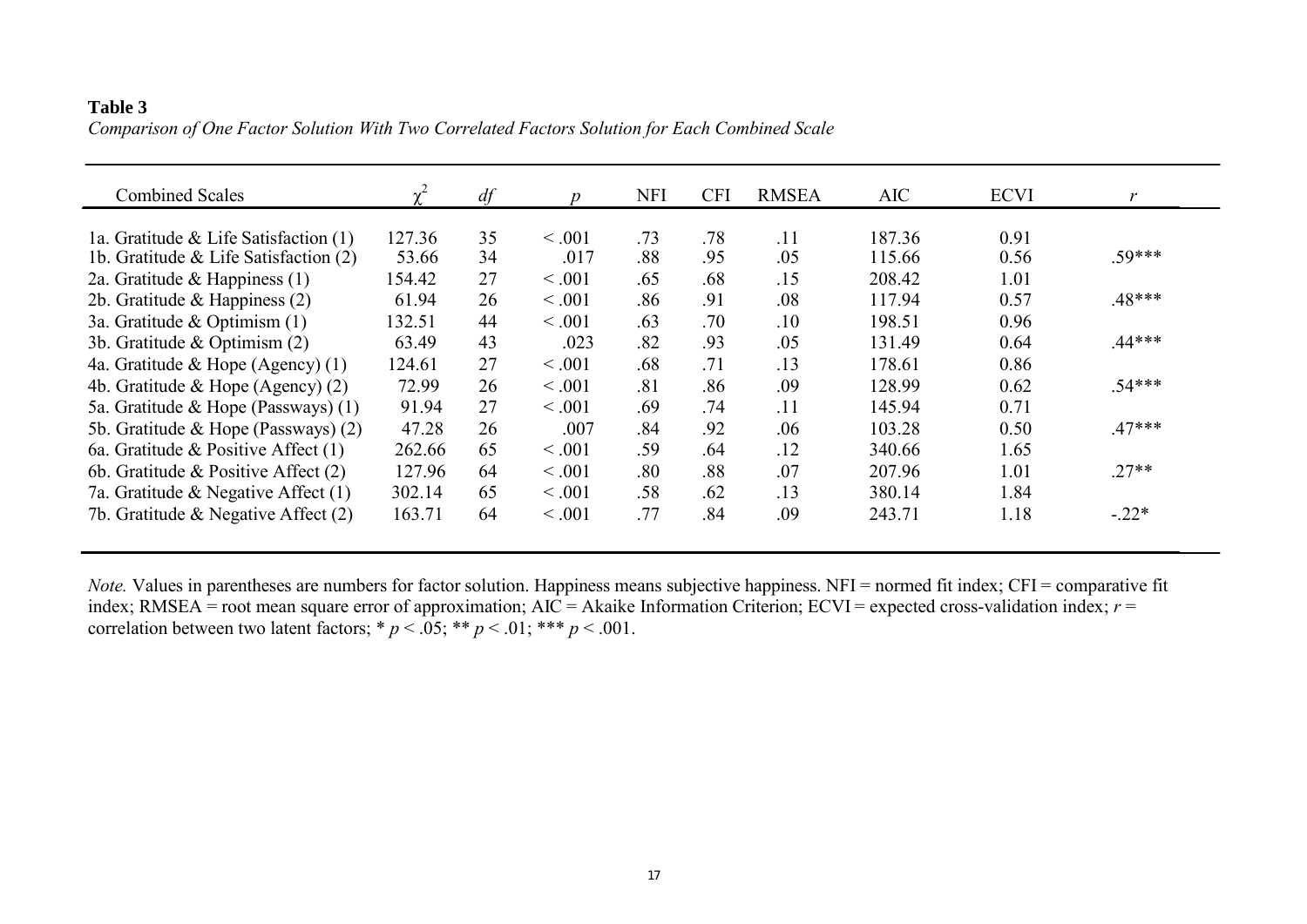**Table 3**

*Comparison of One Factor Solution With Two Correlated Factors Solution for Each Combined Scale*

| Combined Scales | $\chi^2$ | *df* | *p* | NFI | CFI | RMSEA | AIC | ECVI | *r* |
|---|---|---|---|---|---|---|---|---|---|
| 1a. Gratitude & Life Satisfaction (1) | 127.36 | 35 | < .001 | .73 | .78 | .11 | 187.36 | 0.91 | |
| 1b. Gratitude & Life Satisfaction (2) | 53.66 | 34 | .017 | .88 | .95 | .05 | 115.66 | 0.56 | .59*** |
| 2a. Gratitude & Happiness (1) | 154.42 | 27 | < .001 | .65 | .68 | .15 | 208.42 | 1.01 | |
| 2b. Gratitude & Happiness (2) | 61.94 | 26 | < .001 | .86 | .91 | .08 | 117.94 | 0.57 | .48*** |
| 3a. Gratitude & Optimism (1) | 132.51 | 44 | < .001 | .63 | .70 | .10 | 198.51 | 0.96 | |
| 3b. Gratitude & Optimism (2) | 63.49 | 43 | .023 | .82 | .93 | .05 | 131.49 | 0.64 | .44*** |
| 4a. Gratitude & Hope (Agency) (1) | 124.61 | 27 | < .001 | .68 | .71 | .13 | 178.61 | 0.86 | |
| 4b. Gratitude & Hope (Agency) (2) | 72.99 | 26 | < .001 | .81 | .86 | .09 | 128.99 | 0.62 | .54*** |
| 5a. Gratitude & Hope (Passways) (1) | 91.94 | 27 | < .001 | .69 | .74 | .11 | 145.94 | 0.71 | |
| 5b. Gratitude & Hope (Passways) (2) | 47.28 | 26 | .007 | .84 | .92 | .06 | 103.28 | 0.50 | .47*** |
| 6a. Gratitude & Positive Affect (1) | 262.66 | 65 | < .001 | .59 | .64 | .12 | 340.66 | 1.65 | |
| 6b. Gratitude & Positive Affect (2) | 127.96 | 64 | < .001 | .80 | .88 | .07 | 207.96 | 1.01 | .27** |
| 7a. Gratitude & Negative Affect (1) | 302.14 | 65 | < .001 | .58 | .62 | .13 | 380.14 | 1.84 | |
| 7b. Gratitude & Negative Affect (2) | 163.71 | 64 | < .001 | .77 | .84 | .09 | 243.71 | 1.18 | -.22* |

*Note.* Values in parentheses are numbers for factor solution. Happiness means subjective happiness. NFI = normed fit index; CFI = comparative fit index; RMSEA = root mean square error of approximation; AIC = Akaike Information Criterion; ECVI = expected cross-validation index; *r* = correlation between two latent factors; * $p < .05$; ** $p < .01$; *** $p < .001$.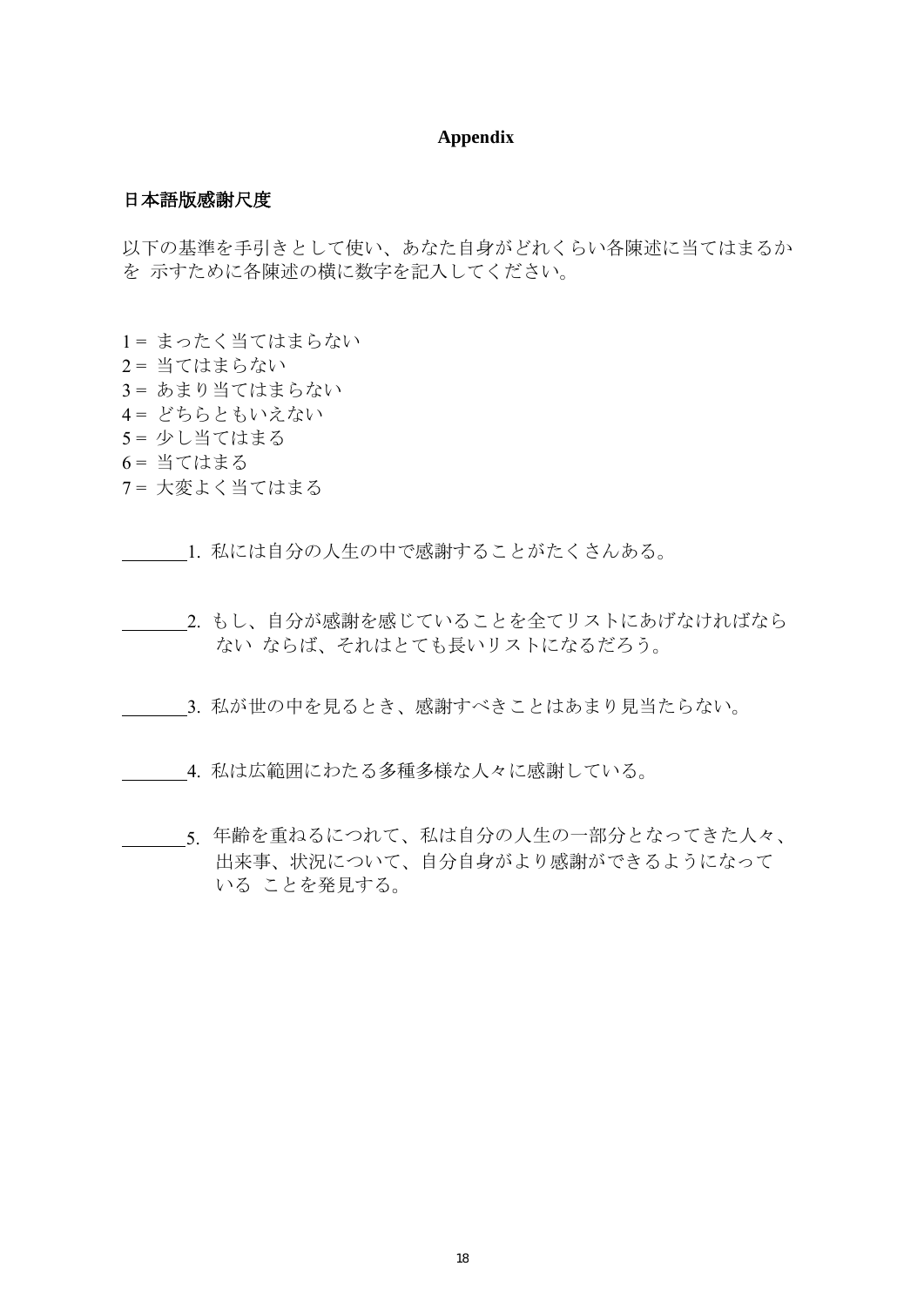# Appendix

## 日本語版感謝尺度

以下の基準を手引きとして使い、あなた自身がどれくらい各陳述に当てはまるかを 示すために各陳述の横に数字を記入してください。

1 = まったく当てはまらない
2 = 当てはまらない
3 = あまり当てはまらない
4 = どちらともいえない
5 = 少し当てはまる
6 = 当てはまる
7 = 大変よく当てはまる

_______1. 私には自分の人生の中で感謝することがたくさんある。

_______2. もし、自分が感謝を感じていることを全てリストにあげなければならない ならば、それはとても長いリストになるだろう。

_______3. 私が世の中を見るとき、感謝すべきことはあまり見当たらない。

_______4. 私は広範囲にわたる多種多様な人々に感謝している。

_______5. 年齢を重ねるにつれて、私は自分の人生の一部分となってきた人々、出来事、状況について、自分自身がより感謝ができるようになっている ことを発見する。